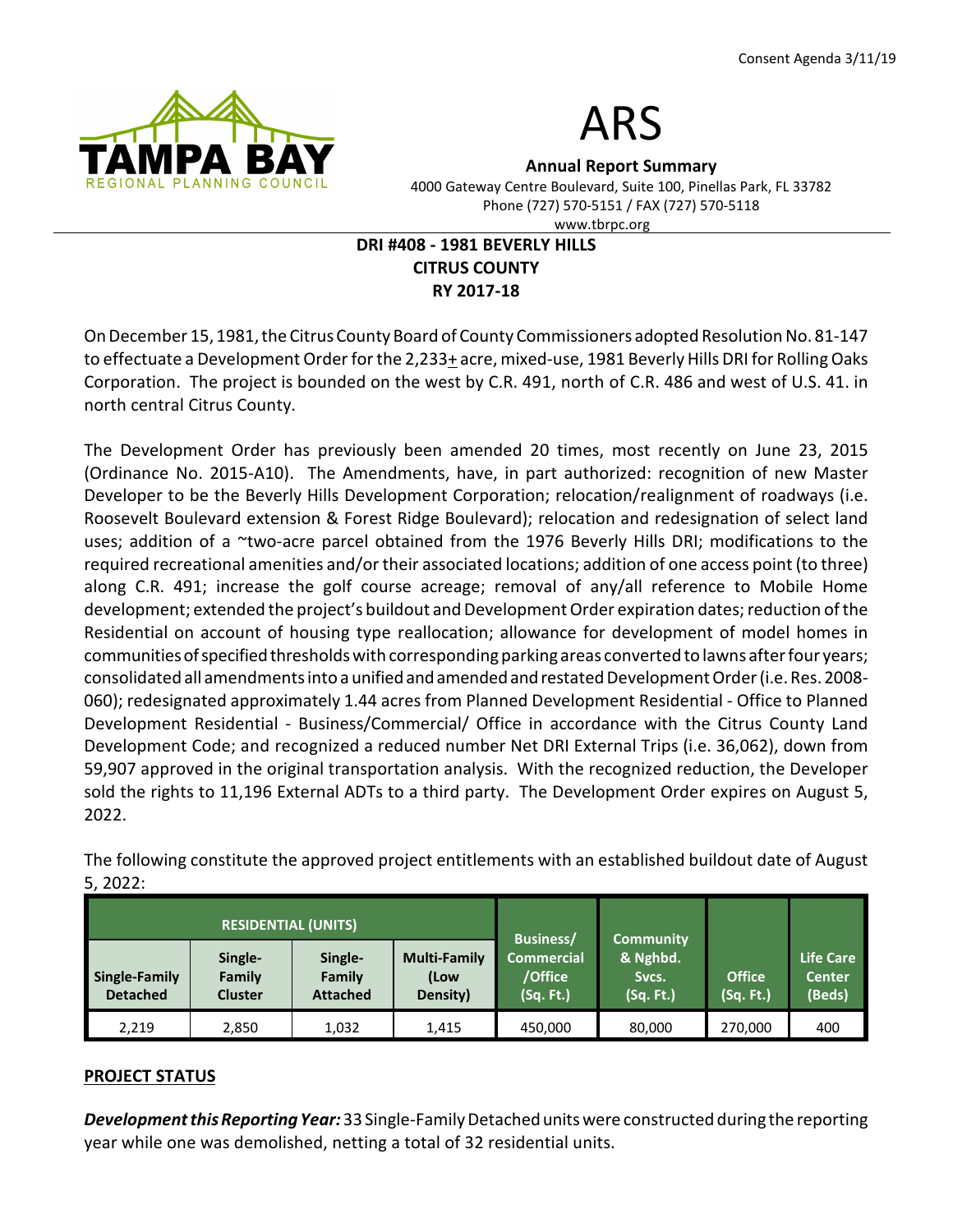Consent Agenda 3/11/19

TAMPA BAY REGIONAL PLANNING COUNCIL

# ARS

**Annual Report Summary**
4000 Gateway Centre Boulevard, Suite 100, Pinellas Park, FL 33782
Phone (727) 570-5151 / FAX (727) 570-5118
www.tbrpc.org

**DRI #408 - 1981 BEVERLY HILLS**
**CITRUS COUNTY**
**RY 2017-18**

On December 15, 1981, the Citrus County Board of County Commissioners adopted Resolution No. 81-147 to effectuate a Development Order for the 2,233± acre, mixed-use, 1981 Beverly Hills DRI for Rolling Oaks Corporation. The project is bounded on the west by C.R. 491, north of C.R. 486 and west of U.S. 41. in north central Citrus County.

The Development Order has previously been amended 20 times, most recently on June 23, 2015 (Ordinance No. 2015-A10). The Amendments, have, in part authorized: recognition of new Master Developer to be the Beverly Hills Development Corporation; relocation/realignment of roadways (i.e. Roosevelt Boulevard extension & Forest Ridge Boulevard); relocation and redesignation of select land uses; addition of a ~two-acre parcel obtained from the 1976 Beverly Hills DRI; modifications to the required recreational amenities and/or their associated locations; addition of one access point (to three) along C.R. 491; increase the golf course acreage; removal of any/all reference to Mobile Home development; extended the project's buildout and Development Order expiration dates; reduction of the Residential on account of housing type reallocation; allowance for development of model homes in communities of specified thresholds with corresponding parking areas converted to lawns after four years; consolidated all amendments into a unified and amended and restated Development Order (i.e. Res. 2008-060); redesignated approximately 1.44 acres from Planned Development Residential - Office to Planned Development Residential - Business/Commercial/ Office in accordance with the Citrus County Land Development Code; and recognized a reduced number Net DRI External Trips (i.e. 36,062), down from 59,907 approved in the original transportation analysis. With the recognized reduction, the Developer sold the rights to 11,196 External ADTs to a third party. The Development Order expires on August 5, 2022.

The following constitute the approved project entitlements with an established buildout date of August 5, 2022:

| RESIDENTIAL (UNITS) | | | | Business/ Commercial /Office (Sq. Ft.) | Community & Nghbd. Svcs. (Sq. Ft.) | Office (Sq. Ft.) | Life Care Center (Beds) |
|---|---|---|---|---|---|---|---|
| Single-Family Detached | Single-Family Cluster | Single-Family Attached | Multi-Family (Low Density) | | | | |
| 2,219 | 2,850 | 1,032 | 1,415 | 450,000 | 80,000 | 270,000 | 400 |

## PROJECT STATUS

***Development this Reporting Year:*** 33 Single-Family Detached units were constructed during the reporting year while one was demolished, netting a total of 32 residential units.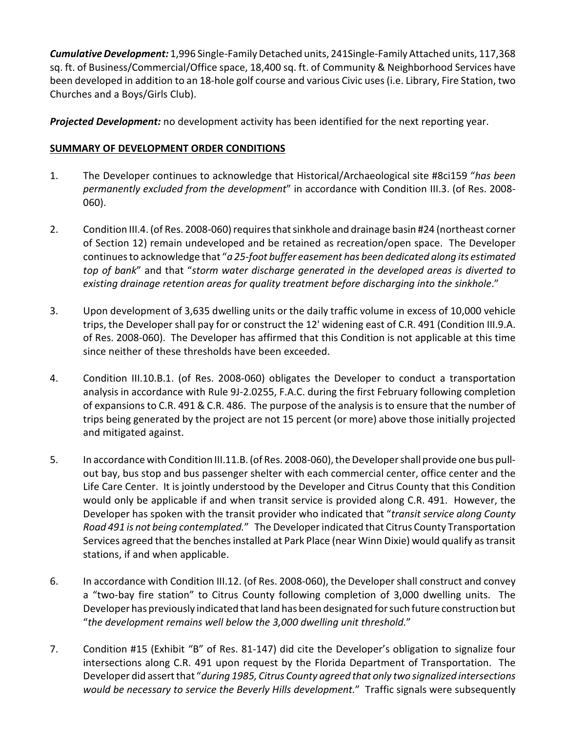***Cumulative Development:*** 1,996 Single-Family Detached units, 241Single-Family Attached units, 117,368 sq. ft. of Business/Commercial/Office space, 18,400 sq. ft. of Community & Neighborhood Services have been developed in addition to an 18-hole golf course and various Civic uses (i.e. Library, Fire Station, two Churches and a Boys/Girls Club).

***Projected Development:*** no development activity has been identified for the next reporting year.

**<u>SUMMARY OF DEVELOPMENT ORDER CONDITIONS</u>**

1. The Developer continues to acknowledge that Historical/Archaeological site #8ci159 "*has been permanently excluded from the development*" in accordance with Condition III.3. (of Res. 2008-060).

2. Condition III.4. (of Res. 2008-060) requires that sinkhole and drainage basin #24 (northeast corner of Section 12) remain undeveloped and be retained as recreation/open space. The Developer continues to acknowledge that "*a 25-foot buffer easement has been dedicated along its estimated top of bank*" and that "*storm water discharge generated in the developed areas is diverted to existing drainage retention areas for quality treatment before discharging into the sinkhole*."

3. Upon development of 3,635 dwelling units or the daily traffic volume in excess of 10,000 vehicle trips, the Developer shall pay for or construct the 12' widening east of C.R. 491 (Condition III.9.A. of Res. 2008-060). The Developer has affirmed that this Condition is not applicable at this time since neither of these thresholds have been exceeded.

4. Condition III.10.B.1. (of Res. 2008-060) obligates the Developer to conduct a transportation analysis in accordance with Rule 9J-2.0255, F.A.C. during the first February following completion of expansions to C.R. 491 & C.R. 486. The purpose of the analysis is to ensure that the number of trips being generated by the project are not 15 percent (or more) above those initially projected and mitigated against.

5. In accordance with Condition III.11.B. (of Res. 2008-060), the Developer shall provide one bus pull-out bay, bus stop and bus passenger shelter with each commercial center, office center and the Life Care Center. It is jointly understood by the Developer and Citrus County that this Condition would only be applicable if and when transit service is provided along C.R. 491. However, the Developer has spoken with the transit provider who indicated that "*transit service along County Road 491 is not being contemplated.*" The Developer indicated that Citrus County Transportation Services agreed that the benches installed at Park Place (near Winn Dixie) would qualify as transit stations, if and when applicable.

6. In accordance with Condition III.12. (of Res. 2008-060), the Developer shall construct and convey a "two-bay fire station" to Citrus County following completion of 3,000 dwelling units. The Developer has previously indicated that land has been designated for such future construction but "*the development remains well below the 3,000 dwelling unit threshold.*"

7. Condition #15 (Exhibit "B" of Res. 81-147) did cite the Developer's obligation to signalize four intersections along C.R. 491 upon request by the Florida Department of Transportation. The Developer did assert that "*during 1985, Citrus County agreed that only two signalized intersections would be necessary to service the Beverly Hills development.*" Traffic signals were subsequently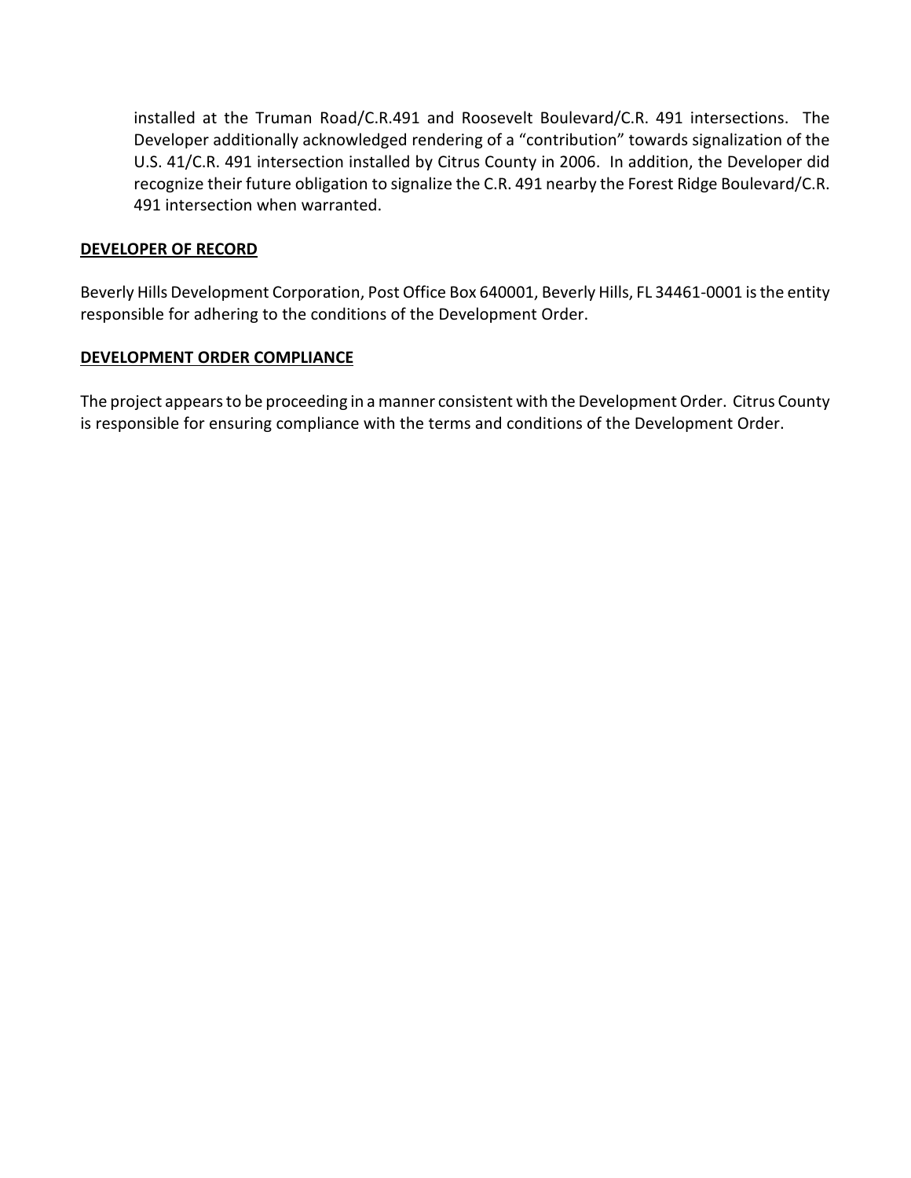installed at the Truman Road/C.R.491 and Roosevelt Boulevard/C.R. 491 intersections. The Developer additionally acknowledged rendering of a "contribution" towards signalization of the U.S. 41/C.R. 491 intersection installed by Citrus County in 2006. In addition, the Developer did recognize their future obligation to signalize the C.R. 491 nearby the Forest Ridge Boulevard/C.R. 491 intersection when warranted.

**DEVELOPER OF RECORD**

Beverly Hills Development Corporation, Post Office Box 640001, Beverly Hills, FL 34461-0001 is the entity responsible for adhering to the conditions of the Development Order.

**DEVELOPMENT ORDER COMPLIANCE**

The project appears to be proceeding in a manner consistent with the Development Order. Citrus County is responsible for ensuring compliance with the terms and conditions of the Development Order.